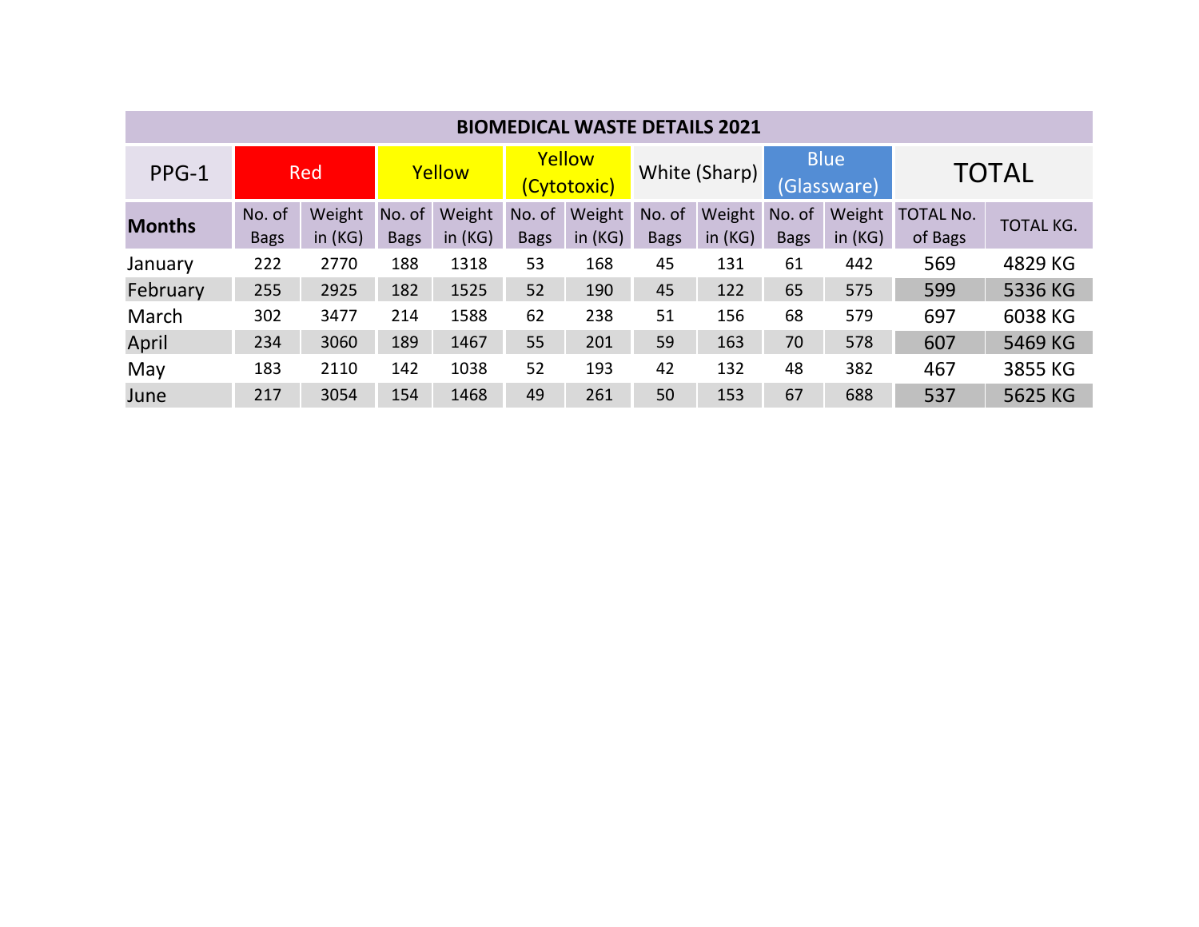| BIOMEDICAL WASTE DETAILS 2021 | | | | | | | | | | | | |
|---|---|---|---|---|---|---|---|---|---|---|---|---|
| PPG-1 | Red | | Yellow | | Yellow (Cytotoxic) | | White (Sharp) | | Blue (Glassware) | | TOTAL | |
| **Months** | No. of Bags | Weight in (KG) | No. of Bags | Weight in (KG) | No. of Bags | Weight in (KG) | No. of Bags | Weight in (KG) | No. of Bags | Weight in (KG) | TOTAL No. of Bags | TOTAL KG. |
| January | 222 | 2770 | 188 | 1318 | 53 | 168 | 45 | 131 | 61 | 442 | 569 | 4829 KG |
| February | 255 | 2925 | 182 | 1525 | 52 | 190 | 45 | 122 | 65 | 575 | 599 | 5336 KG |
| March | 302 | 3477 | 214 | 1588 | 62 | 238 | 51 | 156 | 68 | 579 | 697 | 6038 KG |
| April | 234 | 3060 | 189 | 1467 | 55 | 201 | 59 | 163 | 70 | 578 | 607 | 5469 KG |
| May | 183 | 2110 | 142 | 1038 | 52 | 193 | 42 | 132 | 48 | 382 | 467 | 3855 KG |
| June | 217 | 3054 | 154 | 1468 | 49 | 261 | 50 | 153 | 67 | 688 | 537 | 5625 KG |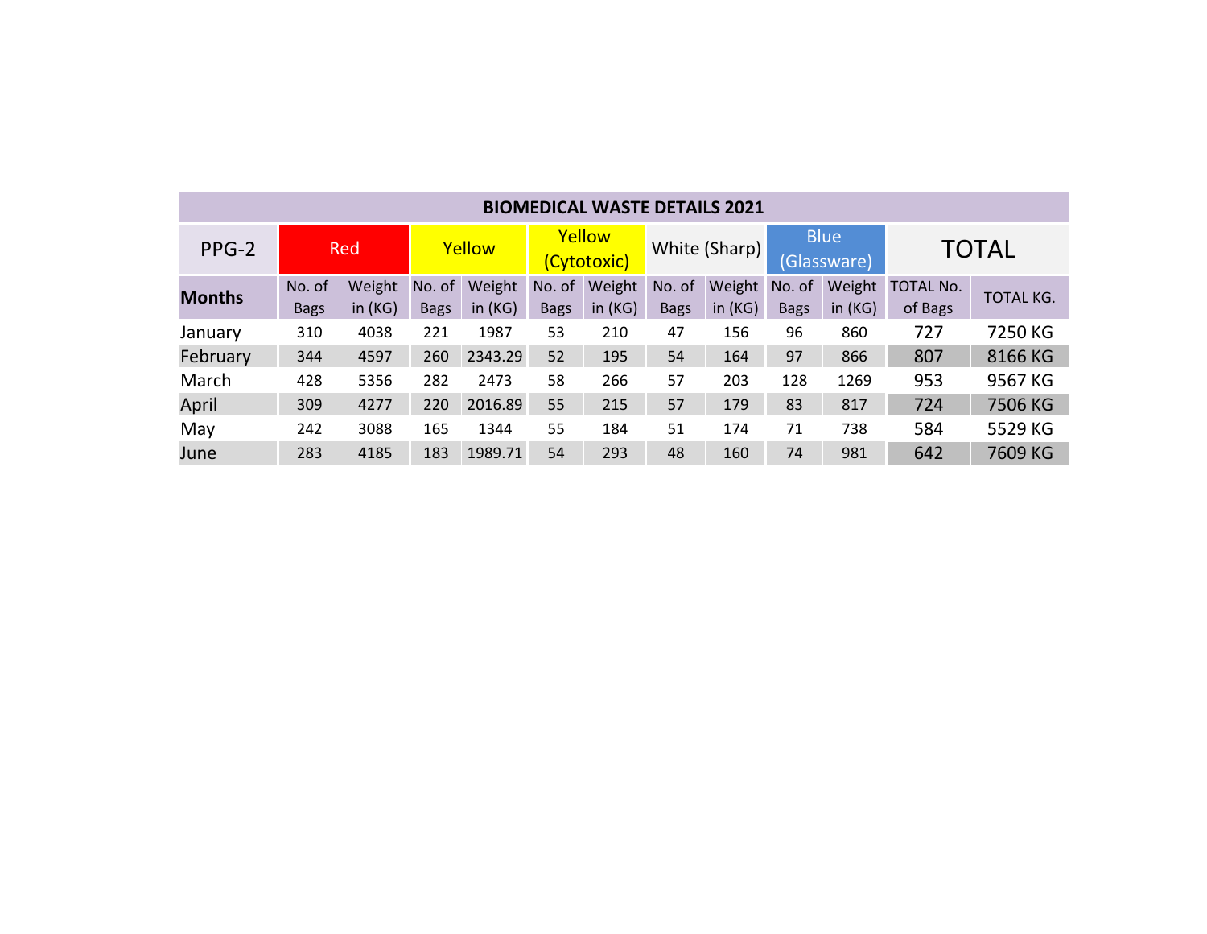| BIOMEDICAL WASTE DETAILS 2021 | | | | | | | | | | | | |
|---|---|---|---|---|---|---|---|---|---|---|---|---|
| PPG-2 | Red | | Yellow | | Yellow (Cytotoxic) | | White (Sharp) | | Blue (Glassware) | | TOTAL | |
| Months | No. of Bags | Weight in (KG) | No. of Bags | Weight in (KG) | No. of Bags | Weight in (KG) | No. of Bags | Weight in (KG) | No. of Bags | Weight in (KG) | TOTAL No. of Bags | TOTAL KG. |
| January | 310 | 4038 | 221 | 1987 | 53 | 210 | 47 | 156 | 96 | 860 | 727 | 7250 KG |
| February | 344 | 4597 | 260 | 2343.29 | 52 | 195 | 54 | 164 | 97 | 866 | 807 | 8166 KG |
| March | 428 | 5356 | 282 | 2473 | 58 | 266 | 57 | 203 | 128 | 1269 | 953 | 9567 KG |
| April | 309 | 4277 | 220 | 2016.89 | 55 | 215 | 57 | 179 | 83 | 817 | 724 | 7506 KG |
| May | 242 | 3088 | 165 | 1344 | 55 | 184 | 51 | 174 | 71 | 738 | 584 | 5529 KG |
| June | 283 | 4185 | 183 | 1989.71 | 54 | 293 | 48 | 160 | 74 | 981 | 642 | 7609 KG |